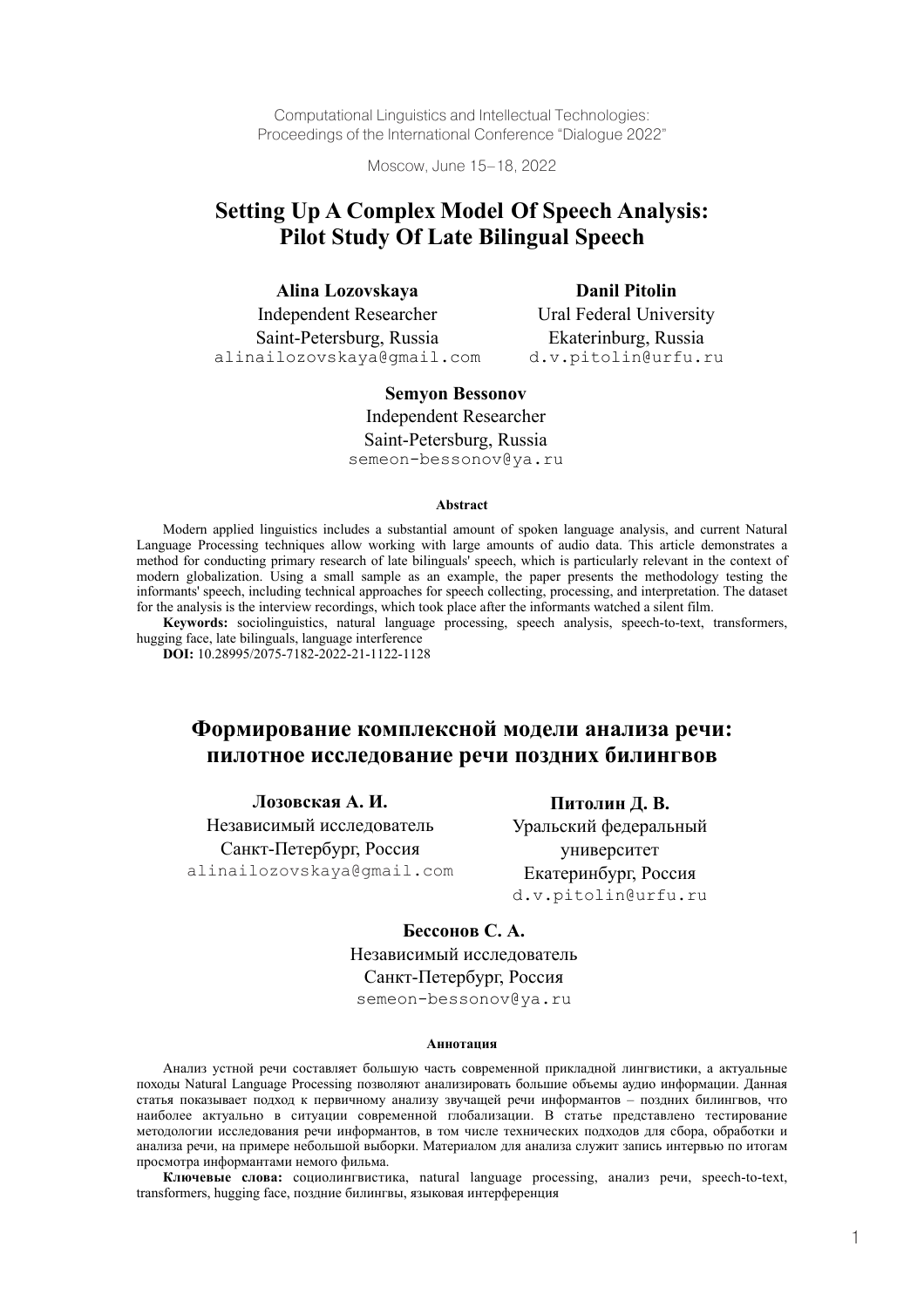Computational Linguistics and Intellectual Technologies:
Proceedings of the International Conference "Dialogue 2022"

Moscow, June 15–18, 2022

# Setting Up A Complex Model Of Speech Analysis: Pilot Study Of Late Bilingual Speech

**Alina Lozovskaya**
Independent Researcher
Saint-Petersburg, Russia
alinailozovskaya@gmail.com

**Danil Pitolin**
Ural Federal University
Ekaterinburg, Russia
d.v.pitolin@urfu.ru

**Semyon Bessonov**
Independent Researcher
Saint-Petersburg, Russia
semeon-bessonov@ya.ru

#### Abstract

Modern applied linguistics includes a substantial amount of spoken language analysis, and current Natural Language Processing techniques allow working with large amounts of audio data. This article demonstrates a method for conducting primary research of late bilinguals' speech, which is particularly relevant in the context of modern globalization. Using a small sample as an example, the paper presents the methodology testing the informants' speech, including technical approaches for speech collecting, processing, and interpretation. The dataset for the analysis is the interview recordings, which took place after the informants watched a silent film.

**Keywords:** sociolinguistics, natural language processing, speech analysis, speech-to-text, transformers, hugging face, late bilinguals, language interference

**DOI:** 10.28995/2075-7182-2022-21-1122-1128

# Формирование комплексной модели анализа речи: пилотное исследование речи поздних билингвов

**Лозовская А. И.**
Независимый исследователь
Санкт-Петербург, Россия
alinailozovskaya@gmail.com

**Питолин Д. В.**
Уральский федеральный университет
Екатеринбург, Россия
d.v.pitolin@urfu.ru

**Бессонов С. А.**
Независимый исследователь
Санкт-Петербург, Россия
semeon-bessonov@ya.ru

#### Аннотация

Анализ устной речи составляет большую часть современной прикладной лингвистики, а актуальные походы Natural Language Processing позволяют анализировать большие объемы аудио информации. Данная статья показывает подход к первичному анализу звучащей речи информантов – поздних билингвов, что наиболее актуально в ситуации современной глобализации. В статье представлено тестирование методологии исследования речи информантов, в том числе технических подходов для сбора, обработки и анализа речи, на примере небольшой выборки. Материалом для анализа служит запись интервью по итогам просмотра информантами немого фильма.

**Ключевые слова:** социолингвистика, natural language processing, анализ речи, speech-to-text, transformers, hugging face, поздние билингвы, языковая интерференция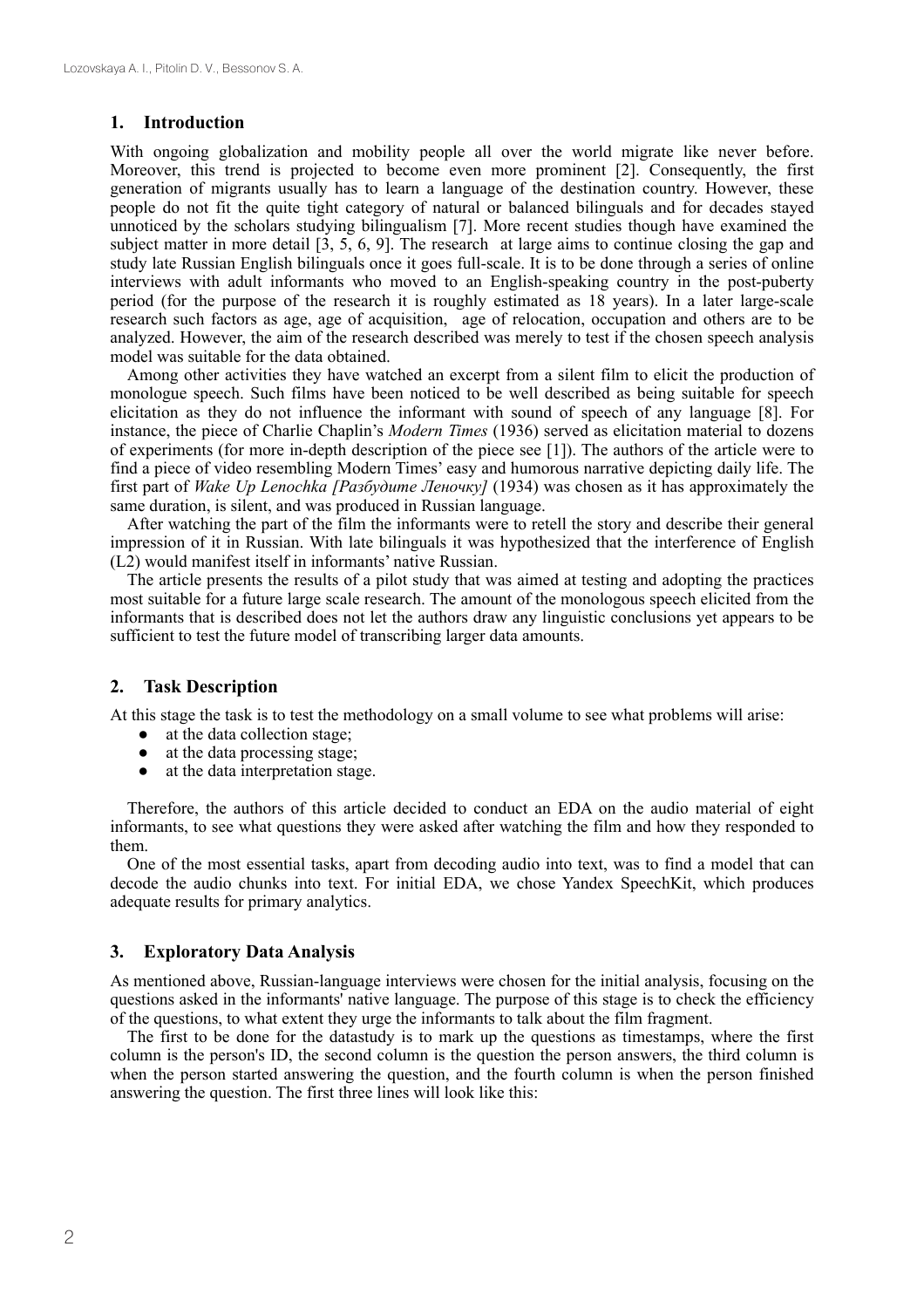## 1. Introduction

With ongoing globalization and mobility people all over the world migrate like never before. Moreover, this trend is projected to become even more prominent [2]. Consequently, the first generation of migrants usually has to learn a language of the destination country. However, these people do not fit the quite tight category of natural or balanced bilinguals and for decades stayed unnoticed by the scholars studying bilingualism [7]. More recent studies though have examined the subject matter in more detail [3, 5, 6, 9]. The research at large aims to continue closing the gap and study late Russian English bilinguals once it goes full-scale. It is to be done through a series of online interviews with adult informants who moved to an English-speaking country in the post-puberty period (for the purpose of the research it is roughly estimated as 18 years). In a later large-scale research such factors as age, age of acquisition, age of relocation, occupation and others are to be analyzed. However, the aim of the research described was merely to test if the chosen speech analysis model was suitable for the data obtained.

Among other activities they have watched an excerpt from a silent film to elicit the production of monologue speech. Such films have been noticed to be well described as being suitable for speech elicitation as they do not influence the informant with sound of speech of any language [8]. For instance, the piece of Charlie Chaplin's *Modern Times* (1936) served as elicitation material to dozens of experiments (for more in-depth description of the piece see [1]). The authors of the article were to find a piece of video resembling Modern Times' easy and humorous narrative depicting daily life. The first part of *Wake Up Lenochka [Разбудите Леночку]* (1934) was chosen as it has approximately the same duration, is silent, and was produced in Russian language.

After watching the part of the film the informants were to retell the story and describe their general impression of it in Russian. With late bilinguals it was hypothesized that the interference of English (L2) would manifest itself in informants' native Russian.

The article presents the results of a pilot study that was aimed at testing and adopting the practices most suitable for a future large scale research. The amount of the monologous speech elicited from the informants that is described does not let the authors draw any linguistic conclusions yet appears to be sufficient to test the future model of transcribing larger data amounts.

## 2. Task Description

At this stage the task is to test the methodology on a small volume to see what problems will arise:

- at the data collection stage;
- at the data processing stage;
- at the data interpretation stage.

Therefore, the authors of this article decided to conduct an EDA on the audio material of eight informants, to see what questions they were asked after watching the film and how they responded to them.

One of the most essential tasks, apart from decoding audio into text, was to find a model that can decode the audio chunks into text. For initial EDA, we chose Yandex SpeechKit, which produces adequate results for primary analytics.

## 3. Exploratory Data Analysis

As mentioned above, Russian-language interviews were chosen for the initial analysis, focusing on the questions asked in the informants' native language. The purpose of this stage is to check the efficiency of the questions, to what extent they urge the informants to talk about the film fragment.

The first to be done for the datastudy is to mark up the questions as timestamps, where the first column is the person's ID, the second column is the question the person answers, the third column is when the person started answering the question, and the fourth column is when the person finished answering the question. The first three lines will look like this: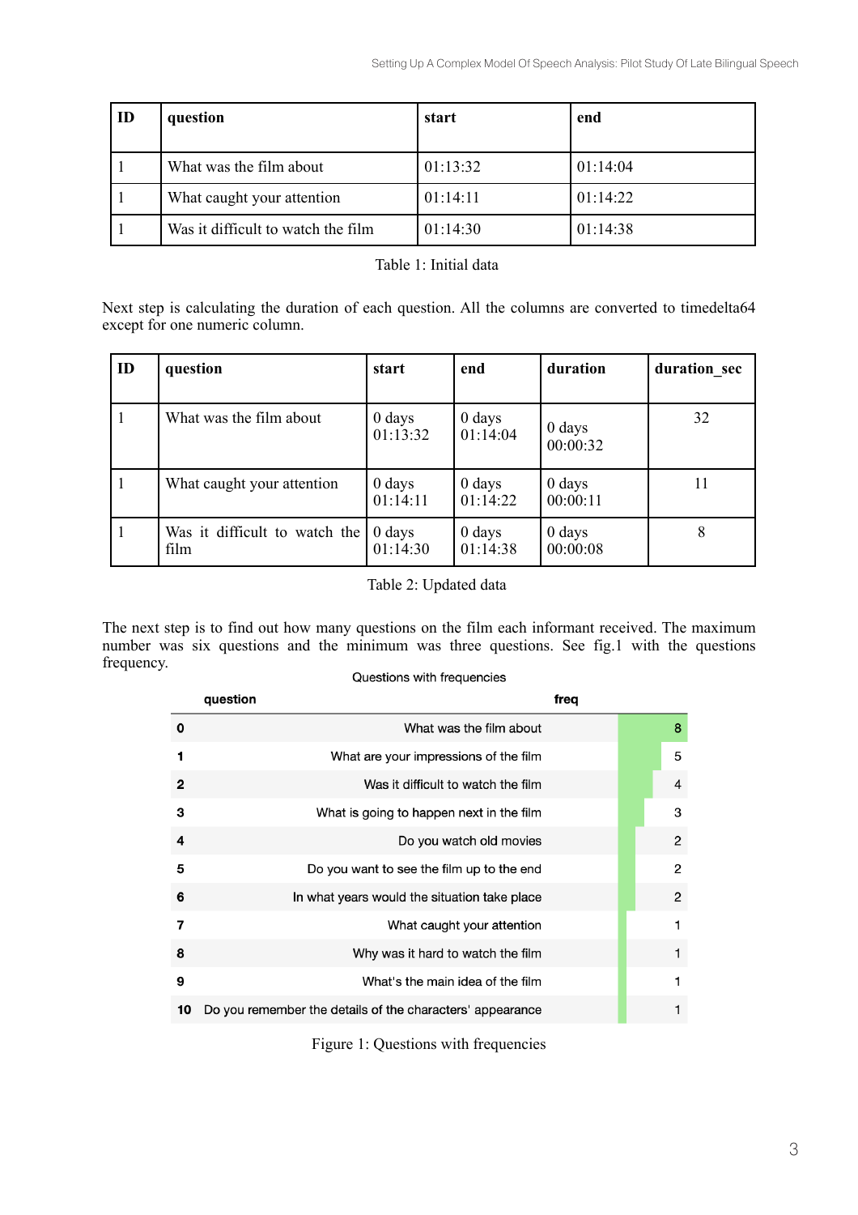| ID | question | start | end |
|---|---|---|---|
| 1 | What was the film about | 01:13:32 | 01:14:04 |
| 1 | What caught your attention | 01:14:11 | 01:14:22 |
| 1 | Was it difficult to watch the film | 01:14:30 | 01:14:38 |

Table 1: Initial data

Next step is calculating the duration of each question. All the columns are converted to timedelta64 except for one numeric column.

| ID | question | start | end | duration | duration_sec |
|---|---|---|---|---|---|
| 1 | What was the film about | 0 days 01:13:32 | 0 days 01:14:04 | 0 days 00:00:32 | 32 |
| 1 | What caught your attention | 0 days 01:14:11 | 0 days 01:14:22 | 0 days 00:00:11 | 11 |
| 1 | Was it difficult to watch the film | 0 days 01:14:30 | 0 days 01:14:38 | 0 days 00:00:08 | 8 |

Table 2: Updated data

The next step is to find out how many questions on the film each informant received. The maximum number was six questions and the minimum was three questions. See fig.1 with the questions frequency.

Questions with frequencies

| | question | freq |
|---|---|---|
| 0 | What was the film about | 8 |
| 1 | What are your impressions of the film | 5 |
| 2 | Was it difficult to watch the film | 4 |
| 3 | What is going to happen next in the film | 3 |
| 4 | Do you watch old movies | 2 |
| 5 | Do you want to see the film up to the end | 2 |
| 6 | In what years would the situation take place | 2 |
| 7 | What caught your attention | 1 |
| 8 | Why was it hard to watch the film | 1 |
| 9 | What's the main idea of the film | 1 |
| 10 | Do you remember the details of the characters' appearance | 1 |

Figure 1: Questions with frequencies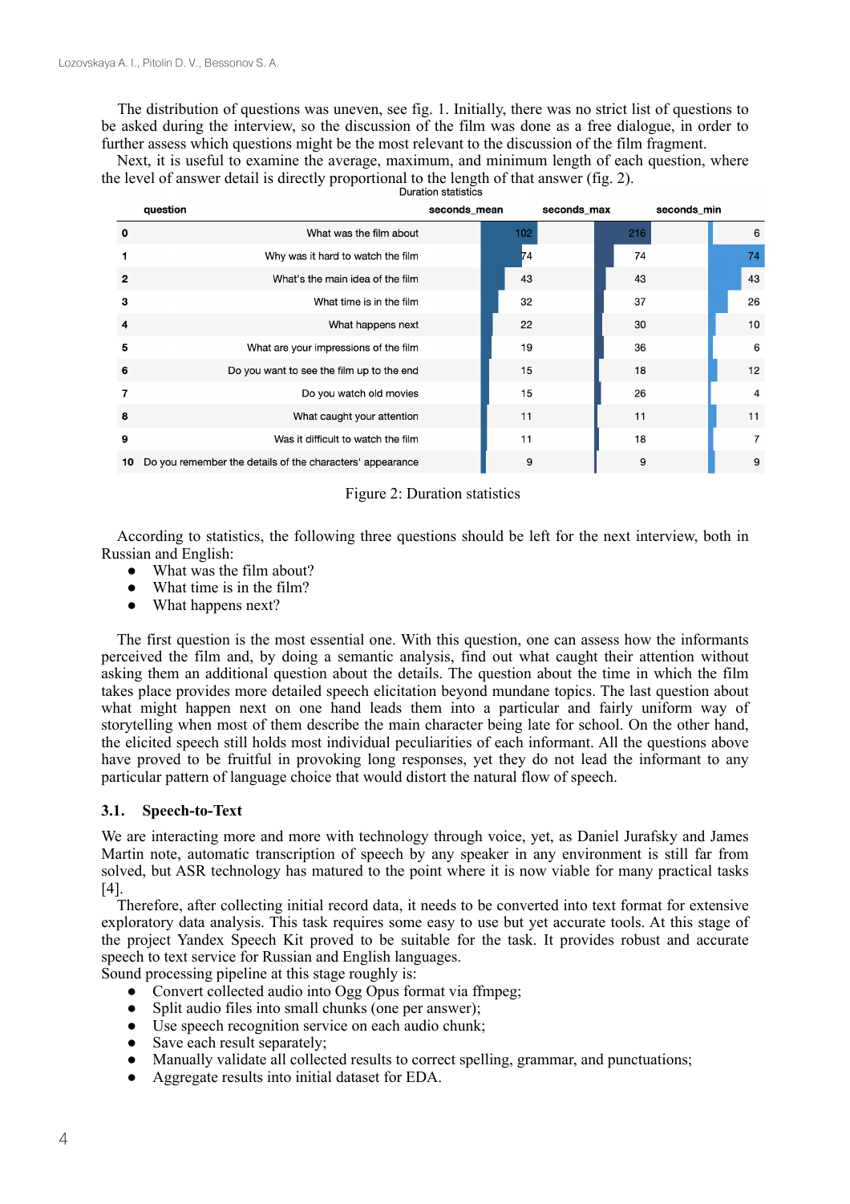The distribution of questions was uneven, see fig. 1. Initially, there was no strict list of questions to be asked during the interview, so the discussion of the film was done as a free dialogue, in order to further assess which questions might be the most relevant to the discussion of the film fragment.

Next, it is useful to examine the average, maximum, and minimum length of each question, where the level of answer detail is directly proportional to the length of that answer (fig. 2).

Duration statistics

| | question | seconds_mean | seconds_max | seconds_min |
|---|---|---|---|---|
| 0 | What was the film about | 102 | 216 | 6 |
| 1 | Why was it hard to watch the film | 74 | 74 | 74 |
| 2 | What's the main idea of the film | 43 | 43 | 43 |
| 3 | What time is in the film | 32 | 37 | 26 |
| 4 | What happens next | 22 | 30 | 10 |
| 5 | What are your impressions of the film | 19 | 36 | 6 |
| 6 | Do you want to see the film up to the end | 15 | 18 | 12 |
| 7 | Do you watch old movies | 15 | 26 | 4 |
| 8 | What caught your attention | 11 | 11 | 11 |
| 9 | Was it difficult to watch the film | 11 | 18 | 7 |
| 10 | Do you remember the details of the characters' appearance | 9 | 9 | 9 |

Figure 2: Duration statistics

According to statistics, the following three questions should be left for the next interview, both in Russian and English:

- What was the film about?
- What time is in the film?
- What happens next?

The first question is the most essential one. With this question, one can assess how the informants perceived the film and, by doing a semantic analysis, find out what caught their attention without asking them an additional question about the details. The question about the time in which the film takes place provides more detailed speech elicitation beyond mundane topics. The last question about what might happen next on one hand leads them into a particular and fairly uniform way of storytelling when most of them describe the main character being late for school. On the other hand, the elicited speech still holds most individual peculiarities of each informant. All the questions above have proved to be fruitful in provoking long responses, yet they do not lead the informant to any particular pattern of language choice that would distort the natural flow of speech.

### 3.1. Speech-to-Text

We are interacting more and more with technology through voice, yet, as Daniel Jurafsky and James Martin note, automatic transcription of speech by any speaker in any environment is still far from solved, but ASR technology has matured to the point where it is now viable for many practical tasks [4].

Therefore, after collecting initial record data, it needs to be converted into text format for extensive exploratory data analysis. This task requires some easy to use but yet accurate tools. At this stage of the project Yandex Speech Kit proved to be suitable for the task. It provides robust and accurate speech to text service for Russian and English languages.

Sound processing pipeline at this stage roughly is:

- Convert collected audio into Ogg Opus format via ffmpeg;
- Split audio files into small chunks (one per answer);
- Use speech recognition service on each audio chunk;
- Save each result separately;
- Manually validate all collected results to correct spelling, grammar, and punctuations;
- Aggregate results into initial dataset for EDA.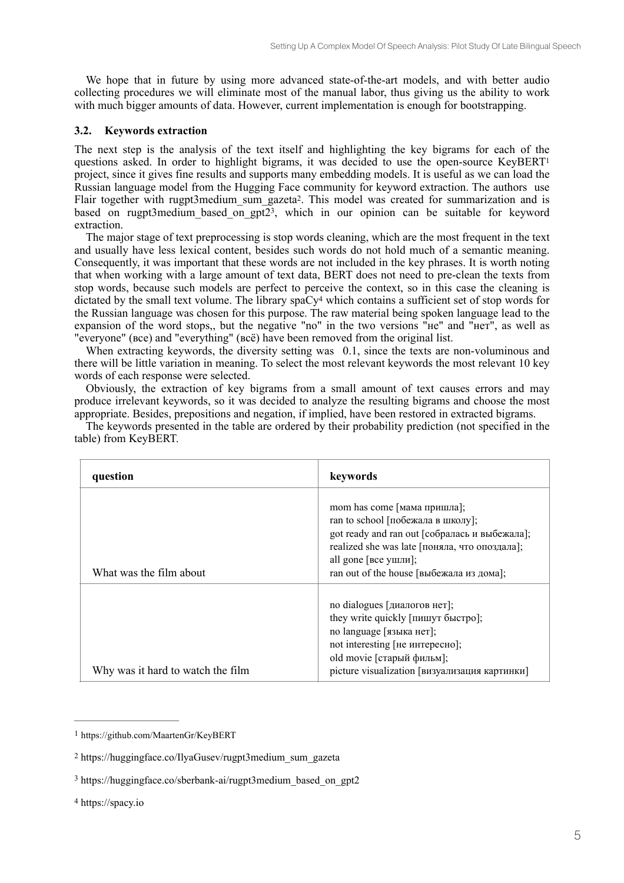We hope that in future by using more advanced state-of-the-art models, and with better audio collecting procedures we will eliminate most of the manual labor, thus giving us the ability to work with much bigger amounts of data. However, current implementation is enough for bootstrapping.

### 3.2. Keywords extraction

The next step is the analysis of the text itself and highlighting the key bigrams for each of the questions asked. In order to highlight bigrams, it was decided to use the open-source KeyBERT[1] project, since it gives fine results and supports many embedding models. It is useful as we can load the Russian language model from the Hugging Face community for keyword extraction. The authors use Flair together with rugpt3medium_sum_gazeta[2]. This model was created for summarization and is based on rugpt3medium_based_on_gpt2[3], which in our opinion can be suitable for keyword extraction.

The major stage of text preprocessing is stop words cleaning, which are the most frequent in the text and usually have less lexical content, besides such words do not hold much of a semantic meaning. Consequently, it was important that these words are not included in the key phrases. It is worth noting that when working with a large amount of text data, BERT does not need to pre-clean the texts from stop words, because such models are perfect to perceive the context, so in this case the cleaning is dictated by the small text volume. The library spaCy[4] which contains a sufficient set of stop words for the Russian language was chosen for this purpose. The raw material being spoken language lead to the expansion of the word stops,, but the negative "no" in the two versions "не" and "нет", as well as "everyone" (все) and "everything" (всё) have been removed from the original list.

When extracting keywords, the diversity setting was 0.1, since the texts are non-voluminous and there will be little variation in meaning. To select the most relevant keywords the most relevant 10 key words of each response were selected.

Obviously, the extraction of key bigrams from a small amount of text causes errors and may produce irrelevant keywords, so it was decided to analyze the resulting bigrams and choose the most appropriate. Besides, prepositions and negation, if implied, have been restored in extracted bigrams.

The keywords presented in the table are ordered by their probability prediction (not specified in the table) from KeyBERT.

| **question** | **keywords** |
|---|---|
| What was the film about | mom has come [мама пришла];<br>ran to school [побежала в школу];<br>got ready and ran out [собралась и выбежала];<br>realized she was late [поняла, что опоздала];<br>all gone [все ушли];<br>ran out of the house [выбежала из дома]; |
| Why was it hard to watch the film | no dialogues [диалогов нет];<br>they write quickly [пишут быстро];<br>no language [языка нет];<br>not interesting [не интересно];<br>old movie [старый фильм];<br>picture visualization [визуализация картинки] |

---

[1] https://github.com/MaartenGr/KeyBERT

[2] https://huggingface.co/IlyaGusev/rugpt3medium_sum_gazeta

[3] https://huggingface.co/sberbank-ai/rugpt3medium_based_on_gpt2

[4] https://spacy.io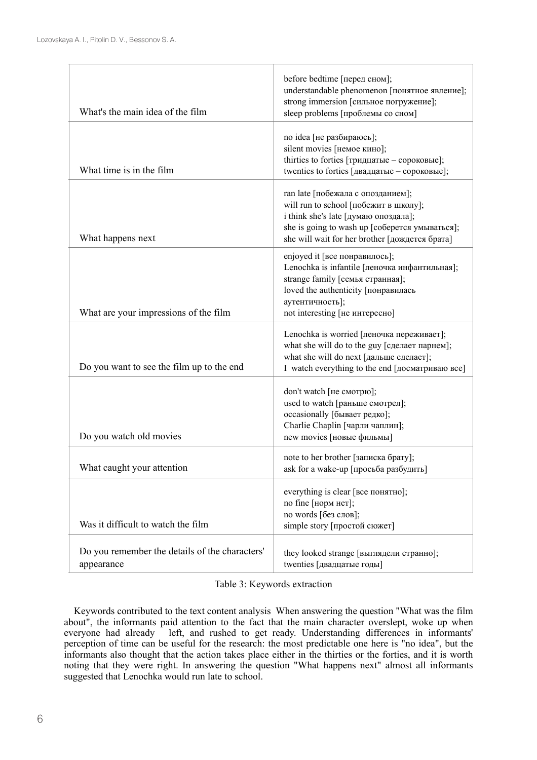| | |
|---|---|
| What's the main idea of the film | before bedtime [перед сном];<br>understandable phenomenon [понятное явление];<br>strong immersion [сильное погружение];<br>sleep problems [проблемы со сном] |
| What time is in the film | no idea [не разбираюсь];<br>silent movies [немое кино];<br>thirties to forties [тридцатые – сороковые];<br>twenties to forties [двадцатые – сороковые]; |
| What happens next | ran late [побежала с опозданием];<br>will run to school [побежит в школу];<br>i think she's late [думаю опоздала];<br>she is going to wash up [соберется умываться];<br>she will wait for her brother [дождется брата] |
| What are your impressions of the film | enjoyed it [все понравилось];<br>Lenochka is infantile [леночка инфантильная];<br>strange family [семья странная];<br>loved the authenticity [понравилась аутентичность];<br>not interesting [не интересно] |
| Do you want to see the film up to the end | Lenochka is worried [леночка переживает];<br>what she will do to the guy [сделает парнем];<br>what she will do next [дальше сделает];<br>I watch everything to the end [досматриваю все] |
| Do you watch old movies | don't watch [не смотрю];<br>used to watch [раньше смотрел];<br>occasionally [бывает редко];<br>Charlie Chaplin [чарли чаплин];<br>new movies [новые фильмы] |
| What caught your attention | note to her brother [записка брату];<br>ask for a wake-up [просьба разбудить] |
| Was it difficult to watch the film | everything is clear [все понятно];<br>no fine [норм нет];<br>no words [без слов];<br>simple story [простой сюжет] |
| Do you remember the details of the characters' appearance | they looked strange [выглядели странно];<br>twenties [двадцатые годы] |

Table 3: Keywords extraction

Keywords contributed to the text content analysis When answering the question "What was the film about", the informants paid attention to the fact that the main character overslept, woke up when everyone had already left, and rushed to get ready. Understanding differences in informants' perception of time can be useful for the research: the most predictable one here is "no idea", but the informants also thought that the action takes place either in the thirties or the forties, and it is worth noting that they were right. In answering the question "What happens next" almost all informants suggested that Lenochka would run late to school.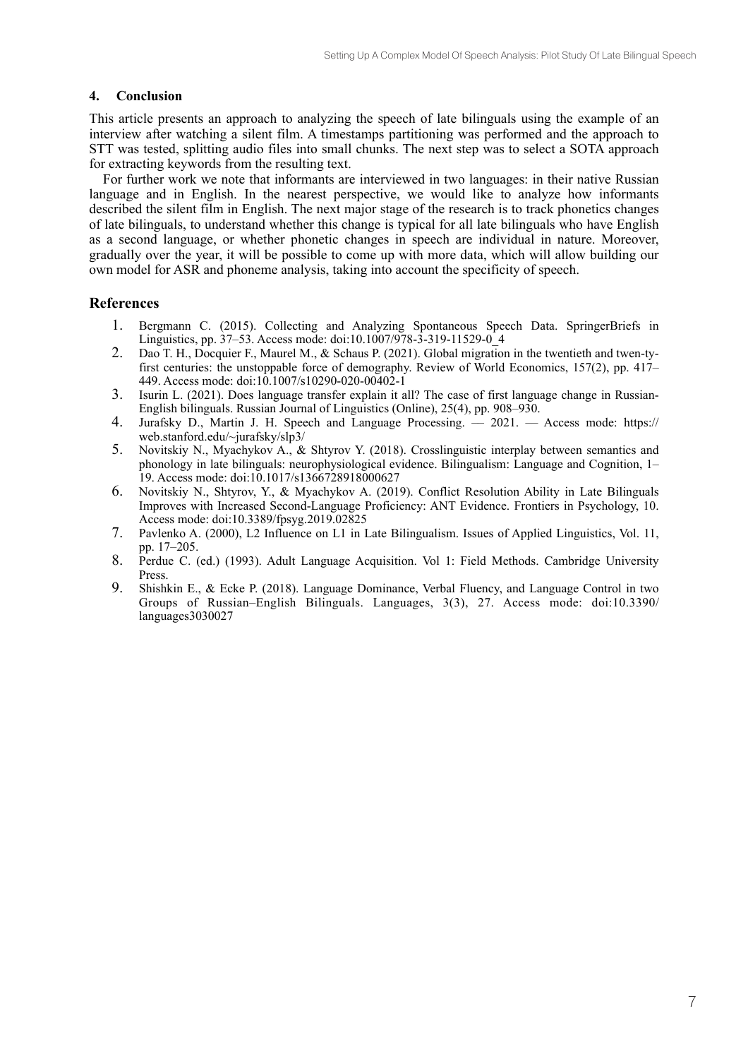## 4. Conclusion

This article presents an approach to analyzing the speech of late bilinguals using the example of an interview after watching a silent film. A timestamps partitioning was performed and the approach to STT was tested, splitting audio files into small chunks. The next step was to select a SOTA approach for extracting keywords from the resulting text.

For further work we note that informants are interviewed in two languages: in their native Russian language and in English. In the nearest perspective, we would like to analyze how informants described the silent film in English. The next major stage of the research is to track phonetics changes of late bilinguals, to understand whether this change is typical for all late bilinguals who have English as a second language, or whether phonetic changes in speech are individual in nature. Moreover, gradually over the year, it will be possible to come up with more data, which will allow building our own model for ASR and phoneme analysis, taking into account the specificity of speech.

## References

1. Bergmann C. (2015). Collecting and Analyzing Spontaneous Speech Data. SpringerBriefs in Linguistics, pp. 37–53. Access mode: doi:10.1007/978-3-319-11529-0_4
2. Dao T. H., Docquier F., Maurel M., & Schaus P. (2021). Global migration in the twentieth and twenty-first centuries: the unstoppable force of demography. Review of World Economics, 157(2), pp. 417–449. Access mode: doi:10.1007/s10290-020-00402-1
3. Isurin L. (2021). Does language transfer explain it all? The case of first language change in Russian-English bilinguals. Russian Journal of Linguistics (Online), 25(4), pp. 908–930.
4. Jurafsky D., Martin J. H. Speech and Language Processing. — 2021. — Access mode: https://web.stanford.edu/~jurafsky/slp3/
5. Novitskiy N., Myachykov A., & Shtyrov Y. (2018). Crosslinguistic interplay between semantics and phonology in late bilinguals: neurophysiological evidence. Bilingualism: Language and Cognition, 1–19. Access mode: doi:10.1017/s1366728918000627
6. Novitskiy N., Shtyrov, Y., & Myachykov A. (2019). Conflict Resolution Ability in Late Bilinguals Improves with Increased Second-Language Proficiency: ANT Evidence. Frontiers in Psychology, 10. Access mode: doi:10.3389/fpsyg.2019.02825
7. Pavlenko A. (2000), L2 Influence on L1 in Late Bilingualism. Issues of Applied Linguistics, Vol. 11, pp. 17–205.
8. Perdue C. (ed.) (1993). Adult Language Acquisition. Vol 1: Field Methods. Cambridge University Press.
9. Shishkin E., & Ecke P. (2018). Language Dominance, Verbal Fluency, and Language Control in two Groups of Russian–English Bilinguals. Languages, 3(3), 27. Access mode: doi:10.3390/languages3030027